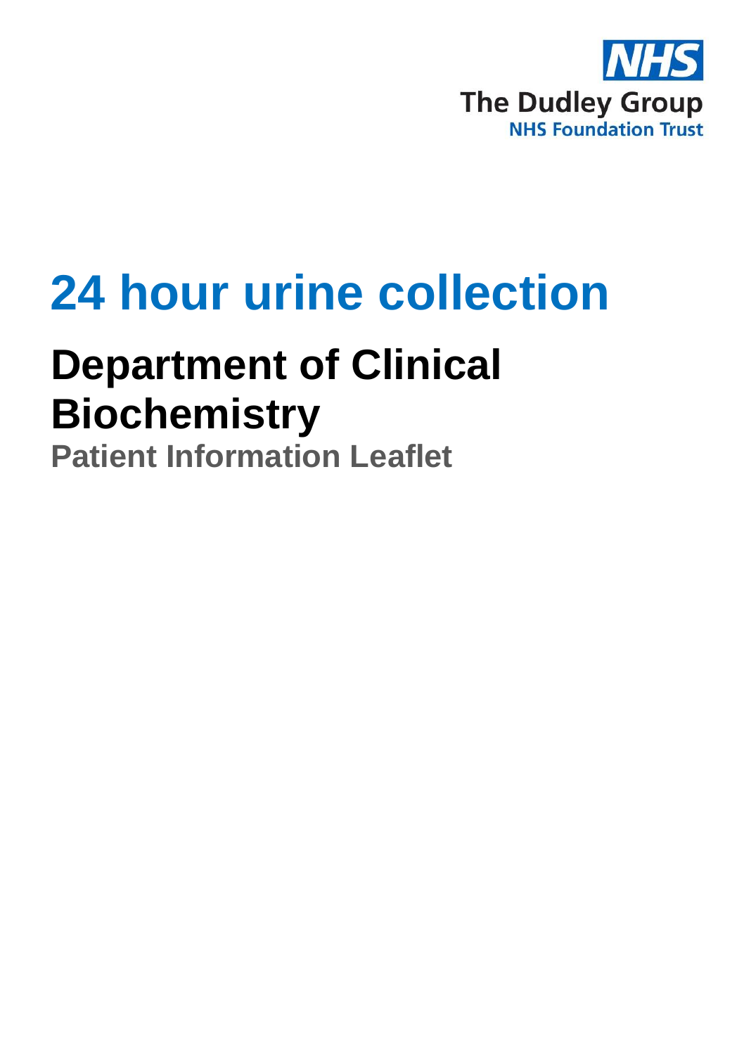NHS

The Dudley Group

NHS Foundation Trust

# 24 hour urine collection

## Department of Clinical Biochemistry

### Patient Information Leaflet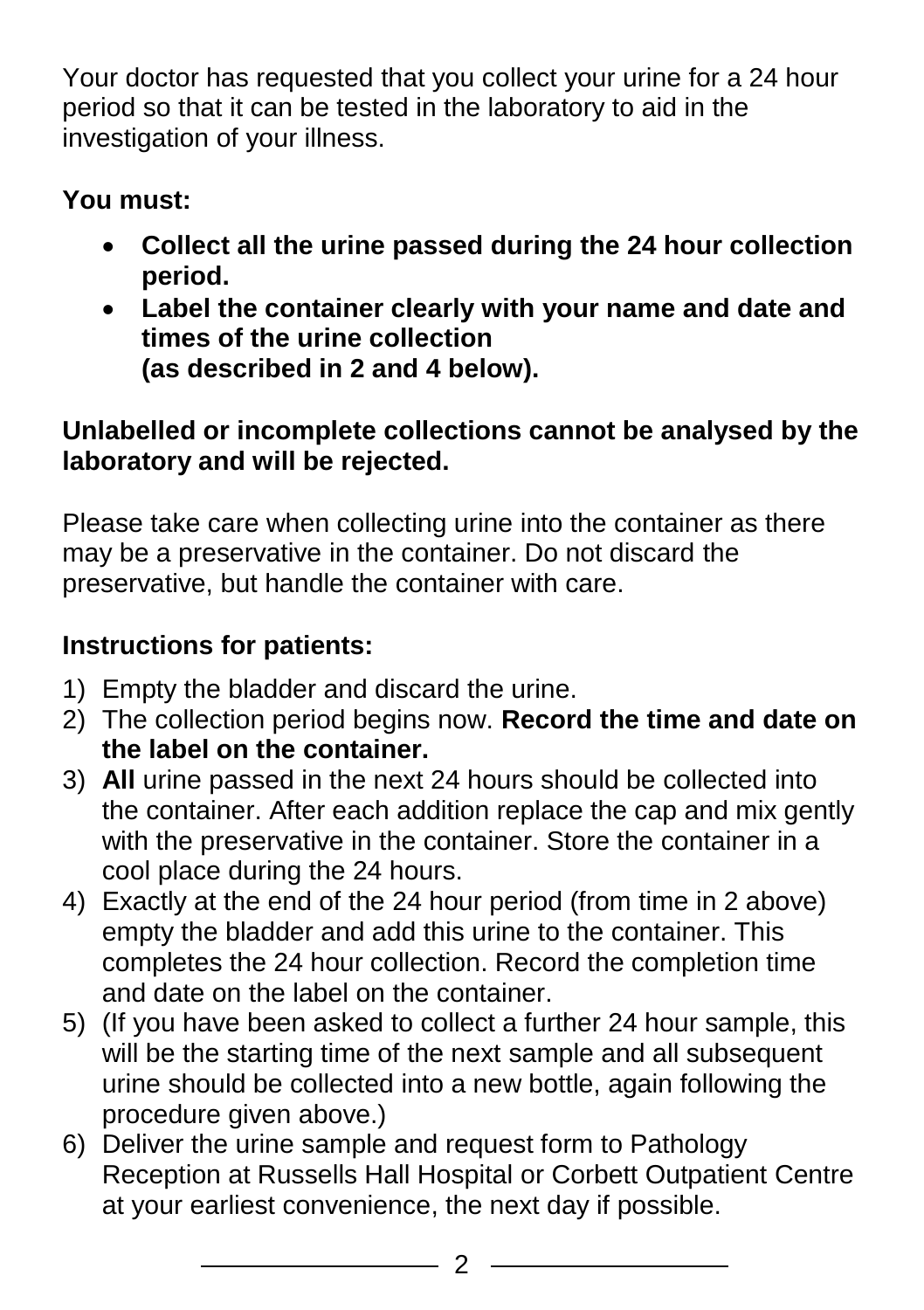Your doctor has requested that you collect your urine for a 24 hour period so that it can be tested in the laboratory to aid in the investigation of your illness.

**You must:**

- **Collect all the urine passed during the 24 hour collection period.**
- **Label the container clearly with your name and date and times of the urine collection (as described in 2 and 4 below).**

**Unlabelled or incomplete collections cannot be analysed by the laboratory and will be rejected.**

Please take care when collecting urine into the container as there may be a preservative in the container. Do not discard the preservative, but handle the container with care.

**Instructions for patients:**

1) Empty the bladder and discard the urine.
2) The collection period begins now. **Record the time and date on the label on the container.**
3) **All** urine passed in the next 24 hours should be collected into the container. After each addition replace the cap and mix gently with the preservative in the container. Store the container in a cool place during the 24 hours.
4) Exactly at the end of the 24 hour period (from time in 2 above) empty the bladder and add this urine to the container. This completes the 24 hour collection. Record the completion time and date on the label on the container.
5) (If you have been asked to collect a further 24 hour sample, this will be the starting time of the next sample and all subsequent urine should be collected into a new bottle, again following the procedure given above.)
6) Deliver the urine sample and request form to Pathology Reception at Russells Hall Hospital or Corbett Outpatient Centre at your earliest convenience, the next day if possible.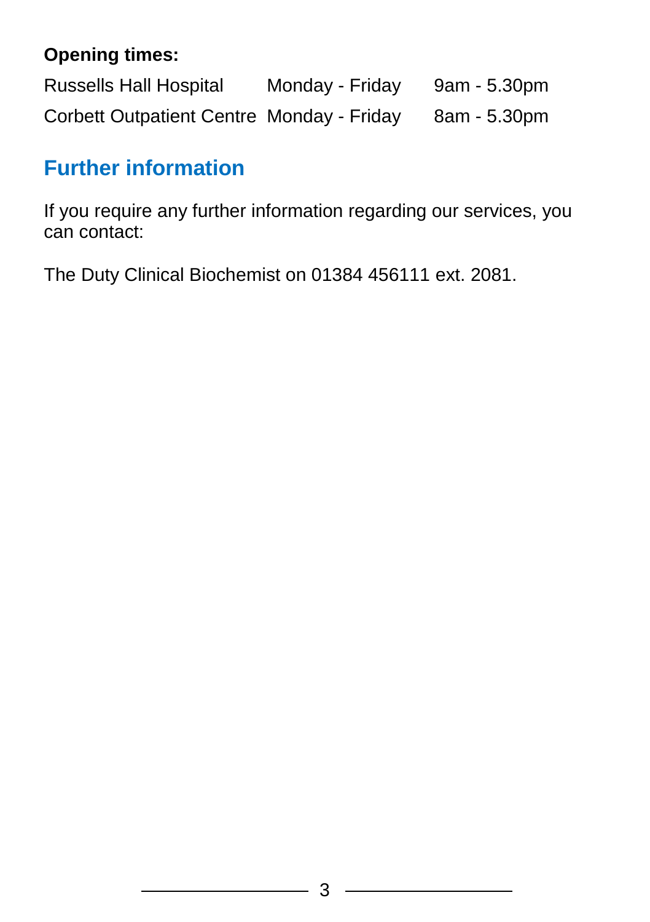**Opening times:**

| | | |
|---|---|---|
| Russells Hall Hospital | Monday - Friday | 9am - 5.30pm |
| Corbett Outpatient Centre | Monday - Friday | 8am - 5.30pm |

## Further information

If you require any further information regarding our services, you can contact:

The Duty Clinical Biochemist on 01384 456111 ext. 2081.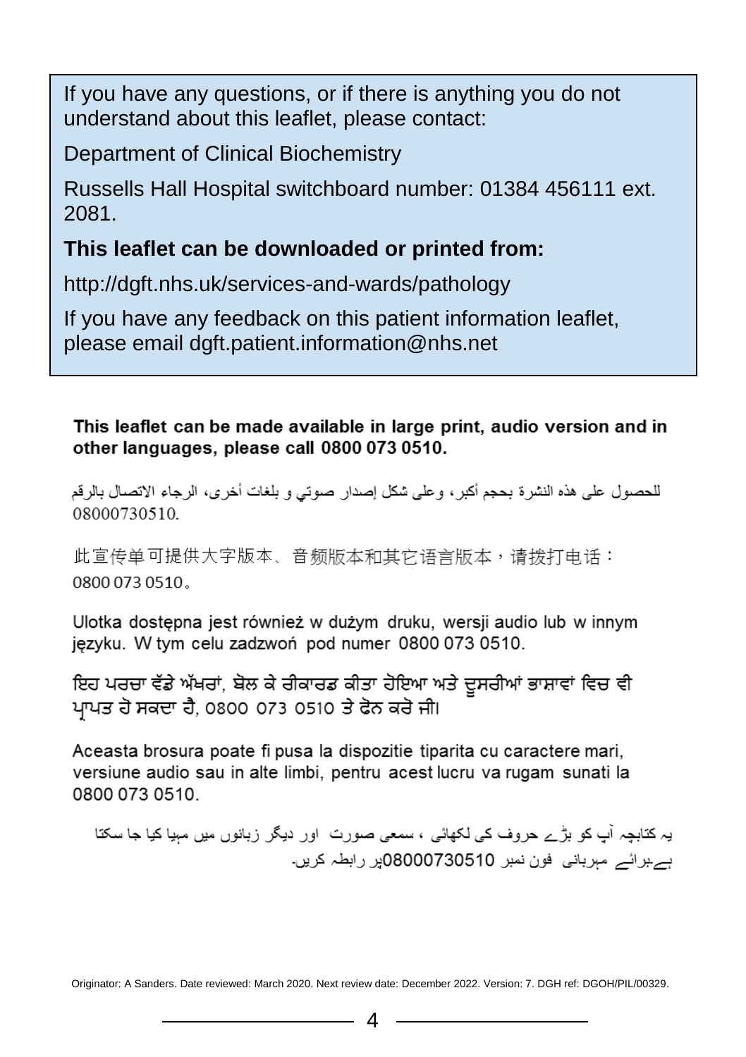If you have any questions, or if there is anything you do not understand about this leaflet, please contact:

Department of Clinical Biochemistry

Russells Hall Hospital switchboard number: 01384 456111 ext. 2081.

**This leaflet can be downloaded or printed from:**

http://dgft.nhs.uk/services-and-wards/pathology

If you have any feedback on this patient information leaflet, please email dgft.patient.information@nhs.net

**This leaflet can be made available in large print, audio version and in other languages, please call 0800 073 0510.**

للحصول على هذه النشرة بحجم أكبر، وعلى شكل إصدار صوتي و بلغات أخرى، الرجاء الاتصال بالرقم 08000730510.

此宣传单可提供大字版本、音频版本和其它语言版本，请拨打电话：0800 073 0510。

Ulotka dostępna jest również w dużym druku, wersji audio lub w innym języku. W tym celu zadzwoń pod numer 0800 073 0510.

ਇਹ ਪਰਚਾ ਵੱਡੇ ਅੱਖਰਾਂ, ਬੋਲ ਕੇ ਰੀਕਾਰਡ ਕੀਤਾ ਹੋਇਆ ਅਤੇ ਦੂਸਰੀਆਂ ਭਾਸ਼ਾਵਾਂ ਵਿਚ ਵੀ ਪ੍ਰਾਪਤ ਹੋ ਸਕਦਾ ਹੈ, 0800 073 0510 ਤੇ ਫੋਨ ਕਰੋ ਜੀ।

Aceasta brosura poate fi pusa la dispozitie tiparita cu caractere mari, versiune audio sau in alte limbi, pentru acest lucru va rugam sunati la 0800 073 0510.

یہ کتابچہ آپ کو بڑے حروف کی لکھائی ، سمعی صورت اور دیگر زبانوں میں مہیا کیا جا سکتا ہے۔برائے مہربانی فون نمبر 08000730510پر رابطہ کریں۔

Originator: A Sanders. Date reviewed: March 2020. Next review date: December 2022. Version: 7. DGH ref: DGOH/PIL/00329.